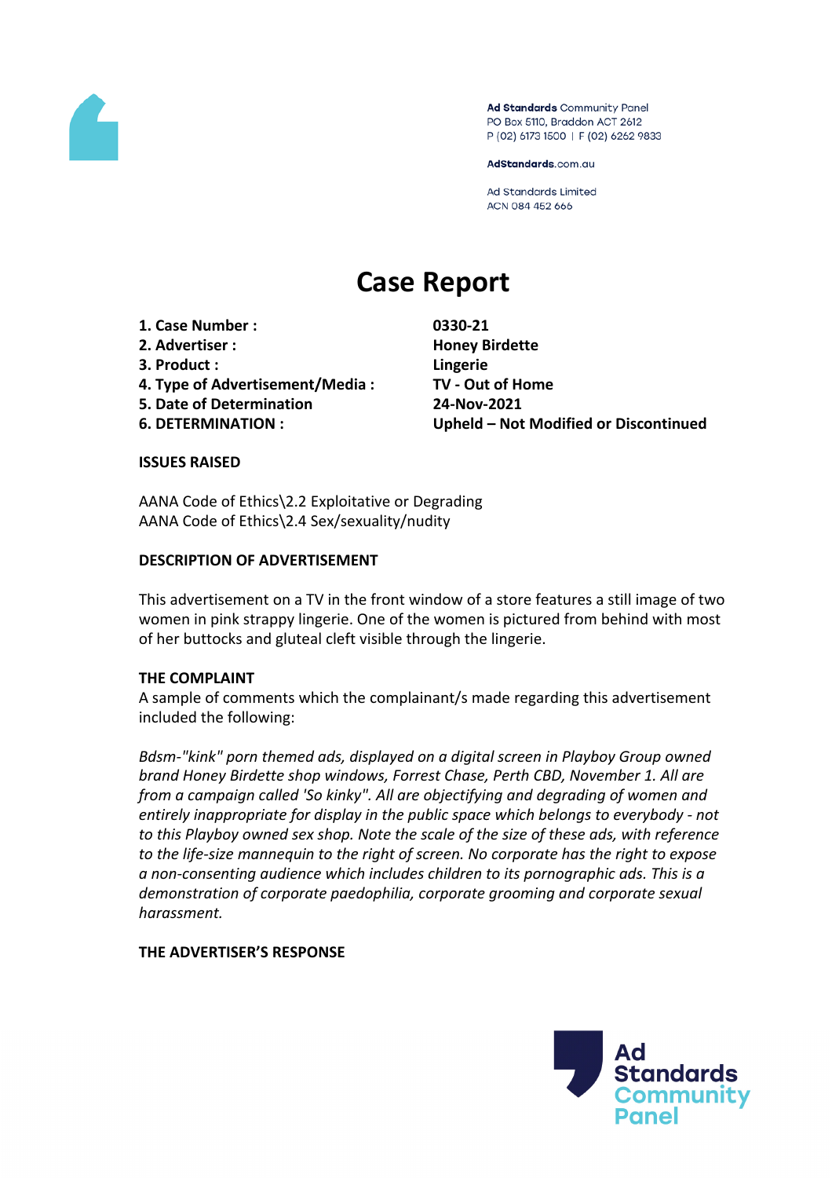Ad Standards Community Panel
PO Box 5110, Braddon ACT 2612
P (02) 6173 1500 | F (02) 6262 9833

AdStandards.com.au

Ad Standards Limited
ACN 084 452 666

# Case Report

| | |
|---|---|
| **1. Case Number :** | **0330-21** |
| **2. Advertiser :** | **Honey Birdette** |
| **3. Product :** | **Lingerie** |
| **4. Type of Advertisement/Media :** | **TV - Out of Home** |
| **5. Date of Determination** | **24-Nov-2021** |
| **6. DETERMINATION :** | **Upheld – Not Modified or Discontinued** |

**ISSUES RAISED**

AANA Code of Ethics\2.2 Exploitative or Degrading
AANA Code of Ethics\2.4 Sex/sexuality/nudity

**DESCRIPTION OF ADVERTISEMENT**

This advertisement on a TV in the front window of a store features a still image of two women in pink strappy lingerie. One of the women is pictured from behind with most of her buttocks and gluteal cleft visible through the lingerie.

**THE COMPLAINT**

A sample of comments which the complainant/s made regarding this advertisement included the following:

*Bdsm-"kink" porn themed ads, displayed on a digital screen in Playboy Group owned brand Honey Birdette shop windows, Forrest Chase, Perth CBD, November 1. All are from a campaign called 'So kinky". All are objectifying and degrading of women and entirely inappropriate for display in the public space which belongs to everybody - not to this Playboy owned sex shop. Note the scale of the size of these ads, with reference to the life-size mannequin to the right of screen. No corporate has the right to expose a non-consenting audience which includes children to its pornographic ads. This is a demonstration of corporate paedophilia, corporate grooming and corporate sexual harassment.*

**THE ADVERTISER'S RESPONSE**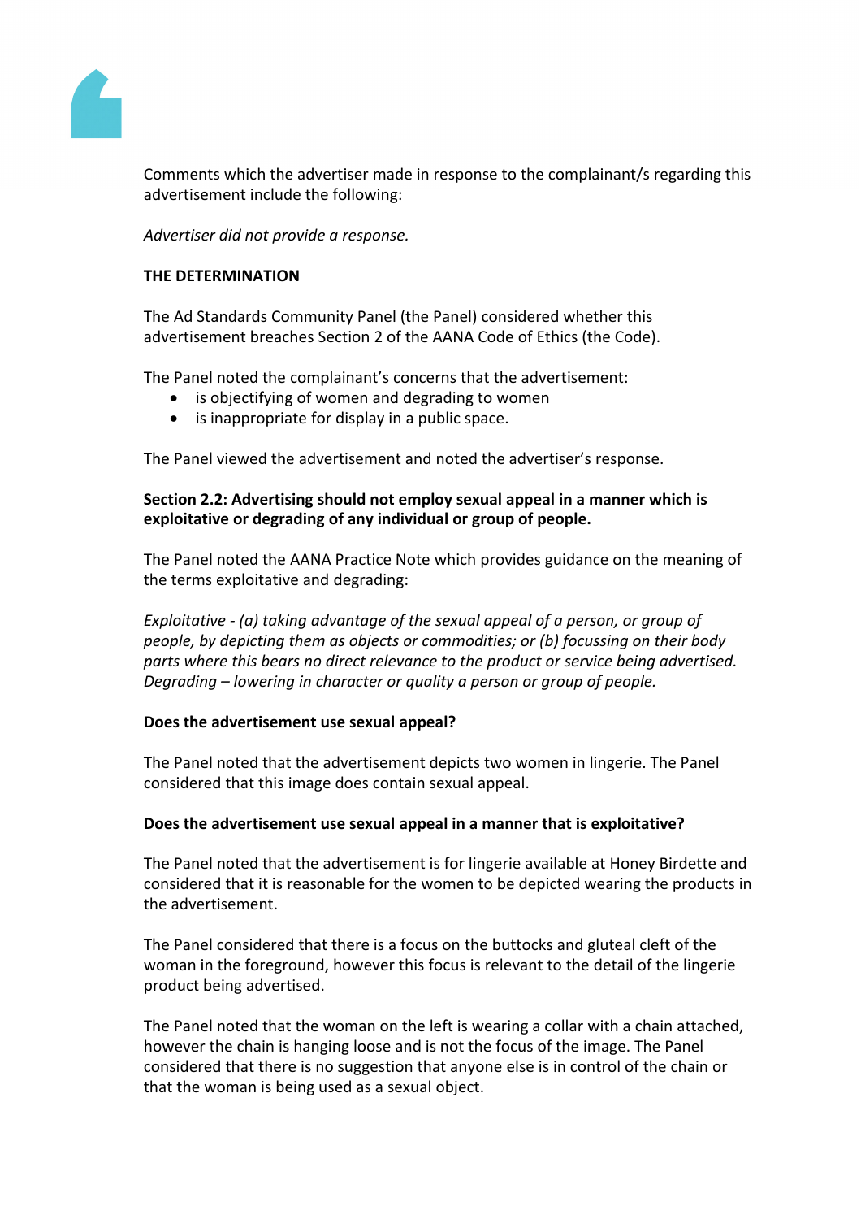Comments which the advertiser made in response to the complainant/s regarding this advertisement include the following:

*Advertiser did not provide a response.*

**THE DETERMINATION**

The Ad Standards Community Panel (the Panel) considered whether this advertisement breaches Section 2 of the AANA Code of Ethics (the Code).

The Panel noted the complainant's concerns that the advertisement:

- is objectifying of women and degrading to women
- is inappropriate for display in a public space.

The Panel viewed the advertisement and noted the advertiser's response.

**Section 2.2: Advertising should not employ sexual appeal in a manner which is exploitative or degrading of any individual or group of people.**

The Panel noted the AANA Practice Note which provides guidance on the meaning of the terms exploitative and degrading:

*Exploitative - (a) taking advantage of the sexual appeal of a person, or group of people, by depicting them as objects or commodities; or (b) focussing on their body parts where this bears no direct relevance to the product or service being advertised. Degrading – lowering in character or quality a person or group of people.*

**Does the advertisement use sexual appeal?**

The Panel noted that the advertisement depicts two women in lingerie. The Panel considered that this image does contain sexual appeal.

**Does the advertisement use sexual appeal in a manner that is exploitative?**

The Panel noted that the advertisement is for lingerie available at Honey Birdette and considered that it is reasonable for the women to be depicted wearing the products in the advertisement.

The Panel considered that there is a focus on the buttocks and gluteal cleft of the woman in the foreground, however this focus is relevant to the detail of the lingerie product being advertised.

The Panel noted that the woman on the left is wearing a collar with a chain attached, however the chain is hanging loose and is not the focus of the image. The Panel considered that there is no suggestion that anyone else is in control of the chain or that the woman is being used as a sexual object.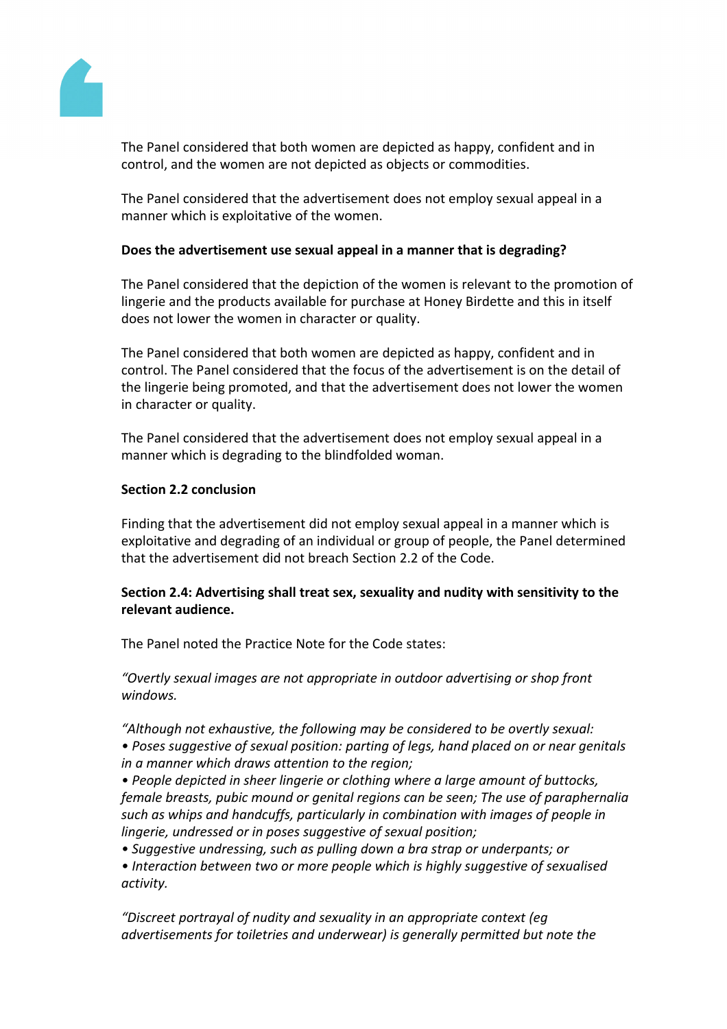The Panel considered that both women are depicted as happy, confident and in control, and the women are not depicted as objects or commodities.

The Panel considered that the advertisement does not employ sexual appeal in a manner which is exploitative of the women.

**Does the advertisement use sexual appeal in a manner that is degrading?**

The Panel considered that the depiction of the women is relevant to the promotion of lingerie and the products available for purchase at Honey Birdette and this in itself does not lower the women in character or quality.

The Panel considered that both women are depicted as happy, confident and in control. The Panel considered that the focus of the advertisement is on the detail of the lingerie being promoted, and that the advertisement does not lower the women in character or quality.

The Panel considered that the advertisement does not employ sexual appeal in a manner which is degrading to the blindfolded woman.

**Section 2.2 conclusion**

Finding that the advertisement did not employ sexual appeal in a manner which is exploitative and degrading of an individual or group of people, the Panel determined that the advertisement did not breach Section 2.2 of the Code.

**Section 2.4: Advertising shall treat sex, sexuality and nudity with sensitivity to the relevant audience.**

The Panel noted the Practice Note for the Code states:

*"Overtly sexual images are not appropriate in outdoor advertising or shop front windows.*

*"Although not exhaustive, the following may be considered to be overtly sexual:*
*• Poses suggestive of sexual position: parting of legs, hand placed on or near genitals in a manner which draws attention to the region;*
*• People depicted in sheer lingerie or clothing where a large amount of buttocks, female breasts, pubic mound or genital regions can be seen; The use of paraphernalia such as whips and handcuffs, particularly in combination with images of people in lingerie, undressed or in poses suggestive of sexual position;*
*• Suggestive undressing, such as pulling down a bra strap or underpants; or*
*• Interaction between two or more people which is highly suggestive of sexualised activity.*

*"Discreet portrayal of nudity and sexuality in an appropriate context (eg advertisements for toiletries and underwear) is generally permitted but note the*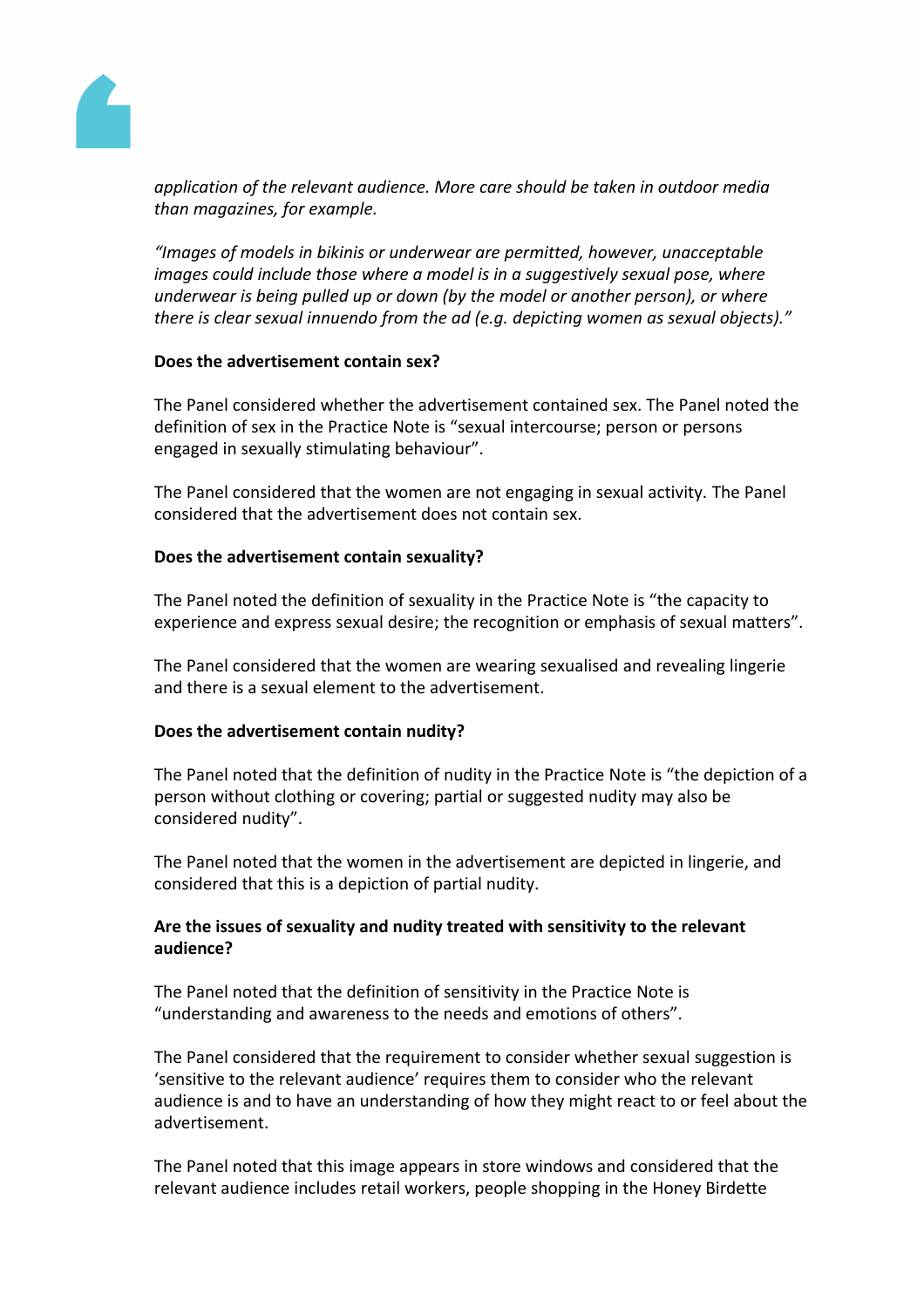*application of the relevant audience. More care should be taken in outdoor media than magazines, for example.*

*"Images of models in bikinis or underwear are permitted, however, unacceptable images could include those where a model is in a suggestively sexual pose, where underwear is being pulled up or down (by the model or another person), or where there is clear sexual innuendo from the ad (e.g. depicting women as sexual objects)."*

**Does the advertisement contain sex?**

The Panel considered whether the advertisement contained sex. The Panel noted the definition of sex in the Practice Note is "sexual intercourse; person or persons engaged in sexually stimulating behaviour".

The Panel considered that the women are not engaging in sexual activity. The Panel considered that the advertisement does not contain sex.

**Does the advertisement contain sexuality?**

The Panel noted the definition of sexuality in the Practice Note is "the capacity to experience and express sexual desire; the recognition or emphasis of sexual matters".

The Panel considered that the women are wearing sexualised and revealing lingerie and there is a sexual element to the advertisement.

**Does the advertisement contain nudity?**

The Panel noted that the definition of nudity in the Practice Note is "the depiction of a person without clothing or covering; partial or suggested nudity may also be considered nudity".

The Panel noted that the women in the advertisement are depicted in lingerie, and considered that this is a depiction of partial nudity.

**Are the issues of sexuality and nudity treated with sensitivity to the relevant audience?**

The Panel noted that the definition of sensitivity in the Practice Note is "understanding and awareness to the needs and emotions of others".

The Panel considered that the requirement to consider whether sexual suggestion is 'sensitive to the relevant audience' requires them to consider who the relevant audience is and to have an understanding of how they might react to or feel about the advertisement.

The Panel noted that this image appears in store windows and considered that the relevant audience includes retail workers, people shopping in the Honey Birdette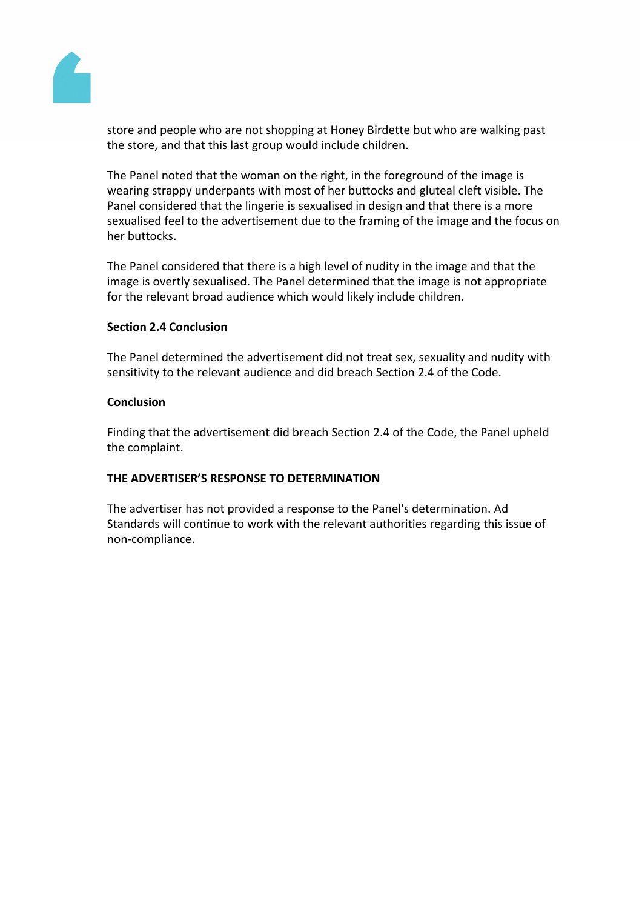store and people who are not shopping at Honey Birdette but who are walking past the store, and that this last group would include children.

The Panel noted that the woman on the right, in the foreground of the image is wearing strappy underpants with most of her buttocks and gluteal cleft visible. The Panel considered that the lingerie is sexualised in design and that there is a more sexualised feel to the advertisement due to the framing of the image and the focus on her buttocks.

The Panel considered that there is a high level of nudity in the image and that the image is overtly sexualised. The Panel determined that the image is not appropriate for the relevant broad audience which would likely include children.

**Section 2.4 Conclusion**

The Panel determined the advertisement did not treat sex, sexuality and nudity with sensitivity to the relevant audience and did breach Section 2.4 of the Code.

**Conclusion**

Finding that the advertisement did breach Section 2.4 of the Code, the Panel upheld the complaint.

**THE ADVERTISER'S RESPONSE TO DETERMINATION**

The advertiser has not provided a response to the Panel's determination. Ad Standards will continue to work with the relevant authorities regarding this issue of non-compliance.